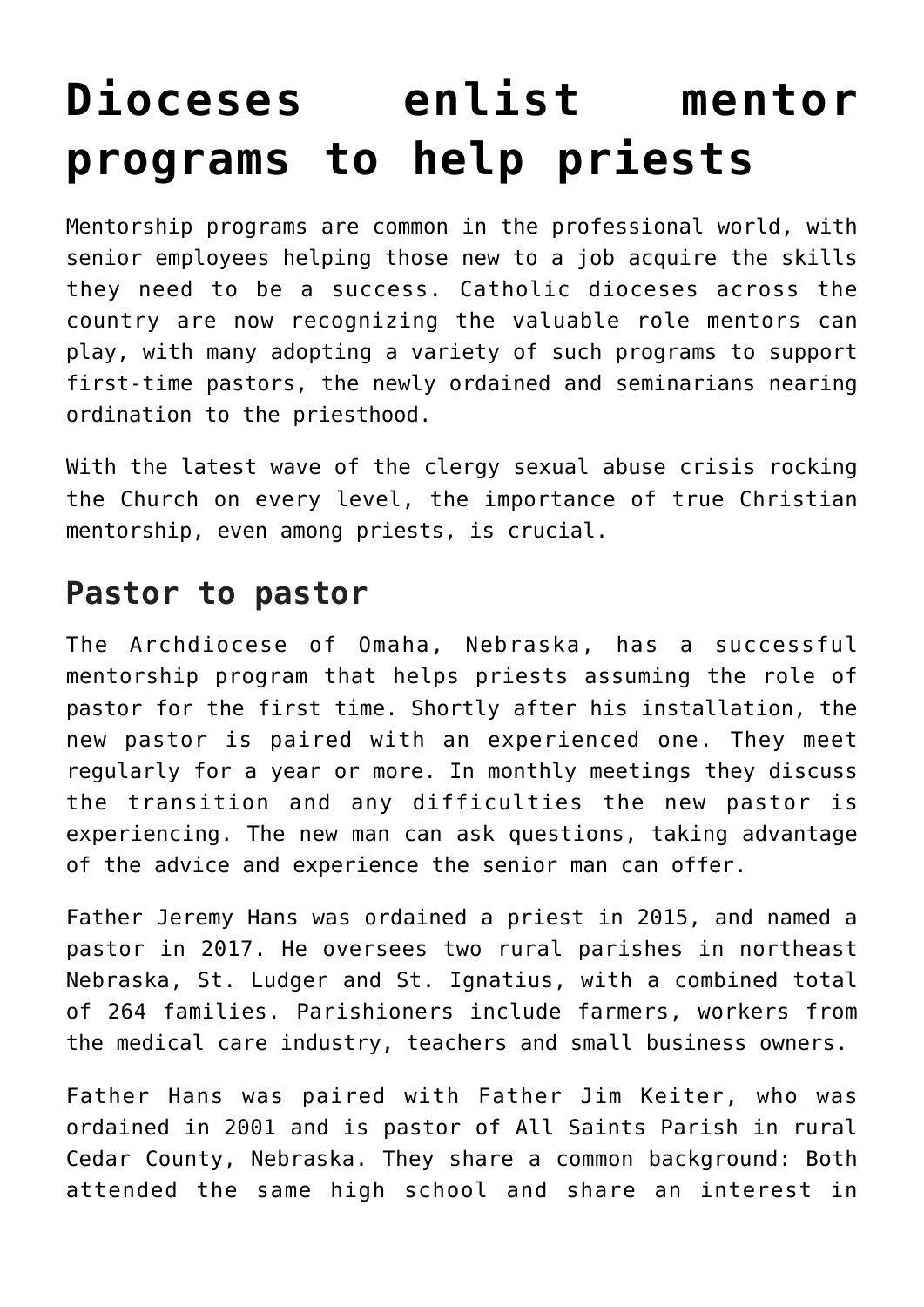# Dioceses enlist mentor programs to help priests

Mentorship programs are common in the professional world, with senior employees helping those new to a job acquire the skills they need to be a success. Catholic dioceses across the country are now recognizing the valuable role mentors can play, with many adopting a variety of such programs to support first-time pastors, the newly ordained and seminarians nearing ordination to the priesthood.

With the latest wave of the clergy sexual abuse crisis rocking the Church on every level, the importance of true Christian mentorship, even among priests, is crucial.

## Pastor to pastor

The Archdiocese of Omaha, Nebraska, has a successful mentorship program that helps priests assuming the role of pastor for the first time. Shortly after his installation, the new pastor is paired with an experienced one. They meet regularly for a year or more. In monthly meetings they discuss the transition and any difficulties the new pastor is experiencing. The new man can ask questions, taking advantage of the advice and experience the senior man can offer.

Father Jeremy Hans was ordained a priest in 2015, and named a pastor in 2017. He oversees two rural parishes in northeast Nebraska, St. Ludger and St. Ignatius, with a combined total of 264 families. Parishioners include farmers, workers from the medical care industry, teachers and small business owners.

Father Hans was paired with Father Jim Keiter, who was ordained in 2001 and is pastor of All Saints Parish in rural Cedar County, Nebraska. They share a common background: Both attended the same high school and share an interest in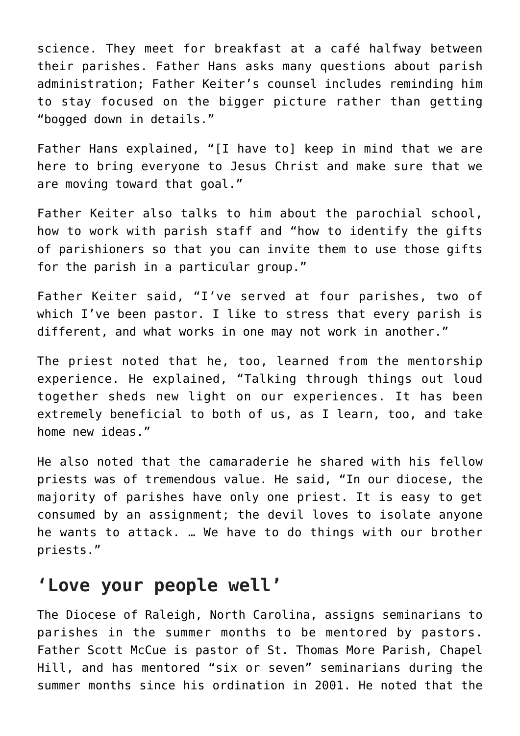science. They meet for breakfast at a café halfway between their parishes. Father Hans asks many questions about parish administration; Father Keiter's counsel includes reminding him to stay focused on the bigger picture rather than getting "bogged down in details."

Father Hans explained, "[I have to] keep in mind that we are here to bring everyone to Jesus Christ and make sure that we are moving toward that goal."

Father Keiter also talks to him about the parochial school, how to work with parish staff and "how to identify the gifts of parishioners so that you can invite them to use those gifts for the parish in a particular group."

Father Keiter said, "I've served at four parishes, two of which I've been pastor. I like to stress that every parish is different, and what works in one may not work in another."

The priest noted that he, too, learned from the mentorship experience. He explained, "Talking through things out loud together sheds new light on our experiences. It has been extremely beneficial to both of us, as I learn, too, and take home new ideas."

He also noted that the camaraderie he shared with his fellow priests was of tremendous value. He said, "In our diocese, the majority of parishes have only one priest. It is easy to get consumed by an assignment; the devil loves to isolate anyone he wants to attack. … We have to do things with our brother priests."

## 'Love your people well'

The Diocese of Raleigh, North Carolina, assigns seminarians to parishes in the summer months to be mentored by pastors. Father Scott McCue is pastor of St. Thomas More Parish, Chapel Hill, and has mentored "six or seven" seminarians during the summer months since his ordination in 2001. He noted that the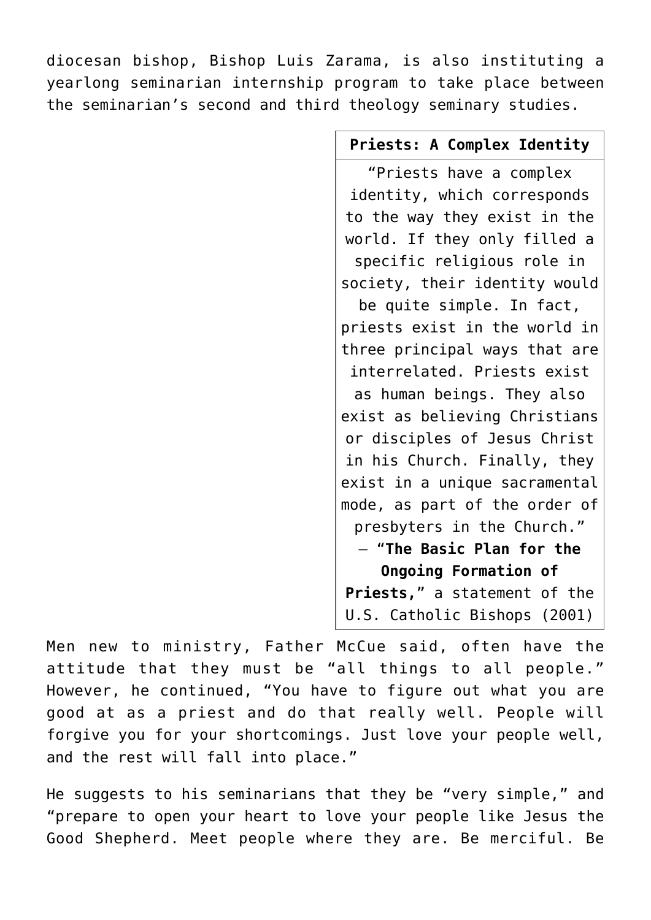diocesan bishop, Bishop Luis Zarama, is also instituting a yearlong seminarian internship program to take place between the seminarian's second and third theology seminary studies.

| **Priests: A Complex Identity** |
| --- |
| "Priests have a complex identity, which corresponds to the way they exist in the world. If they only filled a specific religious role in society, their identity would be quite simple. In fact, priests exist in the world in three principal ways that are interrelated. Priests exist as human beings. They also exist as believing Christians or disciples of Jesus Christ in his Church. Finally, they exist in a unique sacramental mode, as part of the order of presbyters in the Church." – "**The Basic Plan for the Ongoing Formation of Priests,**" a statement of the U.S. Catholic Bishops (2001) |

Men new to ministry, Father McCue said, often have the attitude that they must be "all things to all people." However, he continued, "You have to figure out what you are good at as a priest and do that really well. People will forgive you for your shortcomings. Just love your people well, and the rest will fall into place."

He suggests to his seminarians that they be "very simple," and "prepare to open your heart to love your people like Jesus the Good Shepherd. Meet people where they are. Be merciful. Be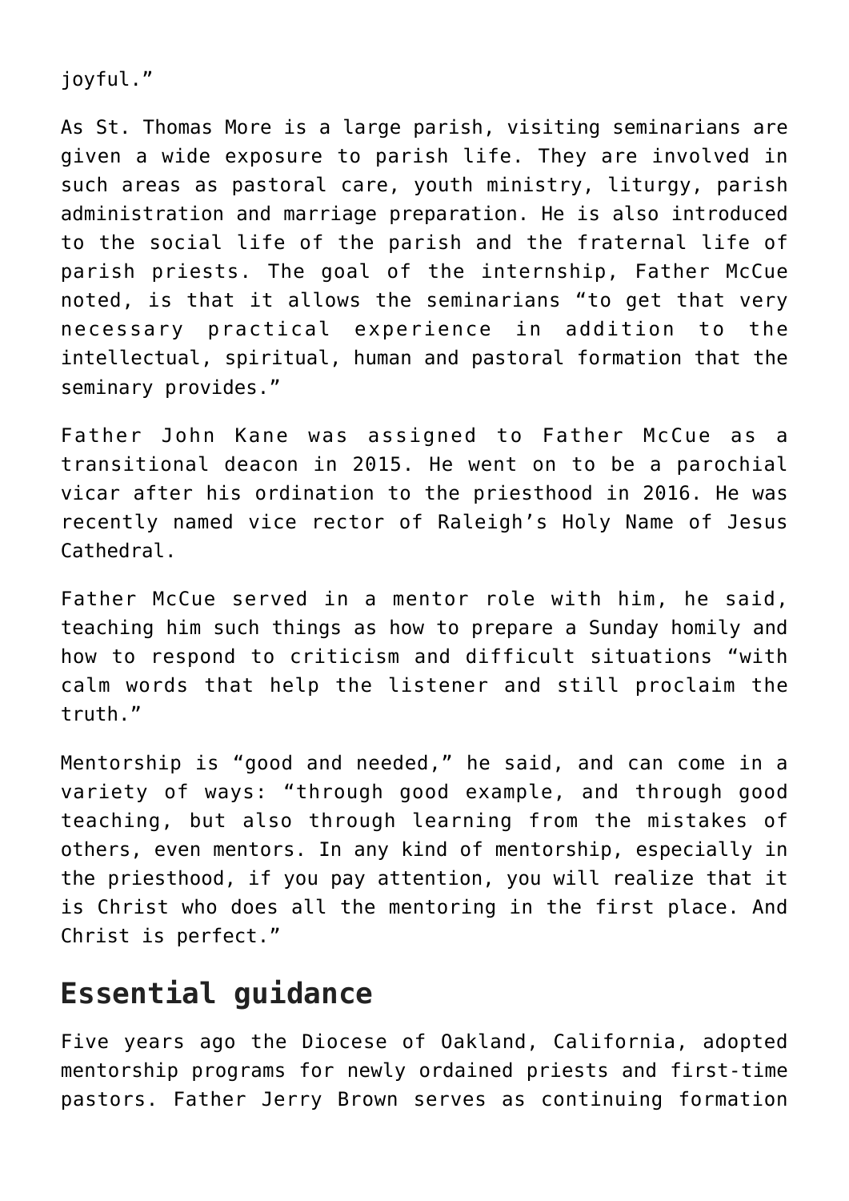joyful."

As St. Thomas More is a large parish, visiting seminarians are given a wide exposure to parish life. They are involved in such areas as pastoral care, youth ministry, liturgy, parish administration and marriage preparation. He is also introduced to the social life of the parish and the fraternal life of parish priests. The goal of the internship, Father McCue noted, is that it allows the seminarians "to get that very necessary practical experience in addition to the intellectual, spiritual, human and pastoral formation that the seminary provides."

Father John Kane was assigned to Father McCue as a transitional deacon in 2015. He went on to be a parochial vicar after his ordination to the priesthood in 2016. He was recently named vice rector of Raleigh's Holy Name of Jesus Cathedral.

Father McCue served in a mentor role with him, he said, teaching him such things as how to prepare a Sunday homily and how to respond to criticism and difficult situations "with calm words that help the listener and still proclaim the truth."

Mentorship is "good and needed," he said, and can come in a variety of ways: "through good example, and through good teaching, but also through learning from the mistakes of others, even mentors. In any kind of mentorship, especially in the priesthood, if you pay attention, you will realize that it is Christ who does all the mentoring in the first place. And Christ is perfect."

## Essential guidance

Five years ago the Diocese of Oakland, California, adopted mentorship programs for newly ordained priests and first-time pastors. Father Jerry Brown serves as continuing formation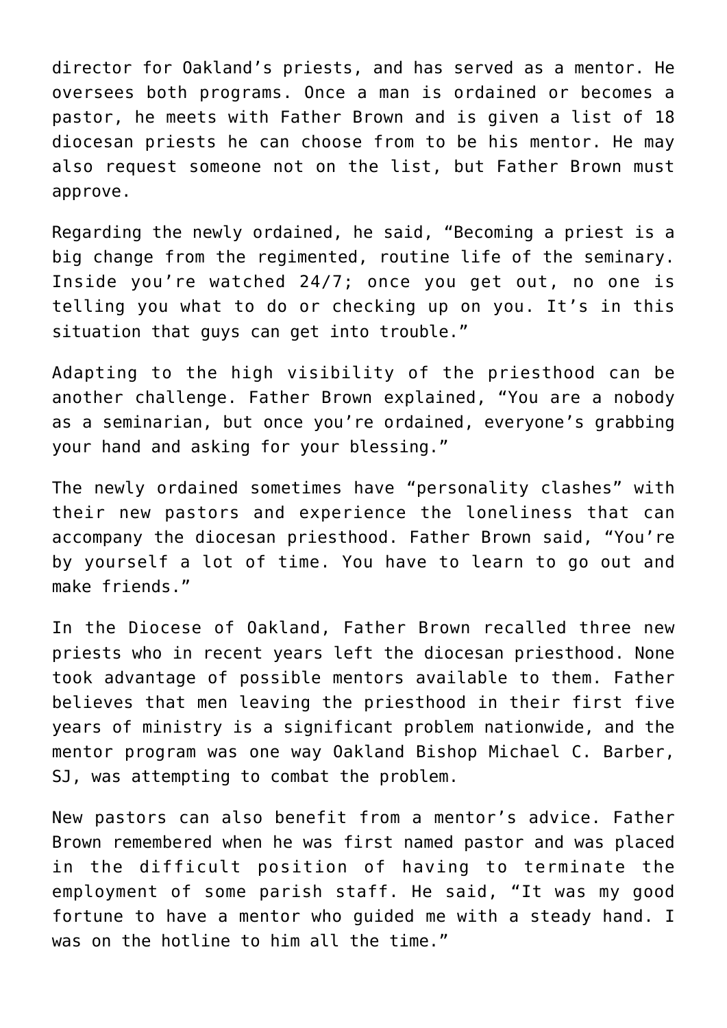director for Oakland's priests, and has served as a mentor. He oversees both programs. Once a man is ordained or becomes a pastor, he meets with Father Brown and is given a list of 18 diocesan priests he can choose from to be his mentor. He may also request someone not on the list, but Father Brown must approve.

Regarding the newly ordained, he said, "Becoming a priest is a big change from the regimented, routine life of the seminary. Inside you're watched 24/7; once you get out, no one is telling you what to do or checking up on you. It's in this situation that guys can get into trouble."

Adapting to the high visibility of the priesthood can be another challenge. Father Brown explained, "You are a nobody as a seminarian, but once you're ordained, everyone's grabbing your hand and asking for your blessing."

The newly ordained sometimes have "personality clashes" with their new pastors and experience the loneliness that can accompany the diocesan priesthood. Father Brown said, "You're by yourself a lot of time. You have to learn to go out and make friends."

In the Diocese of Oakland, Father Brown recalled three new priests who in recent years left the diocesan priesthood. None took advantage of possible mentors available to them. Father believes that men leaving the priesthood in their first five years of ministry is a significant problem nationwide, and the mentor program was one way Oakland Bishop Michael C. Barber, SJ, was attempting to combat the problem.

New pastors can also benefit from a mentor's advice. Father Brown remembered when he was first named pastor and was placed in the difficult position of having to terminate the employment of some parish staff. He said, "It was my good fortune to have a mentor who guided me with a steady hand. I was on the hotline to him all the time."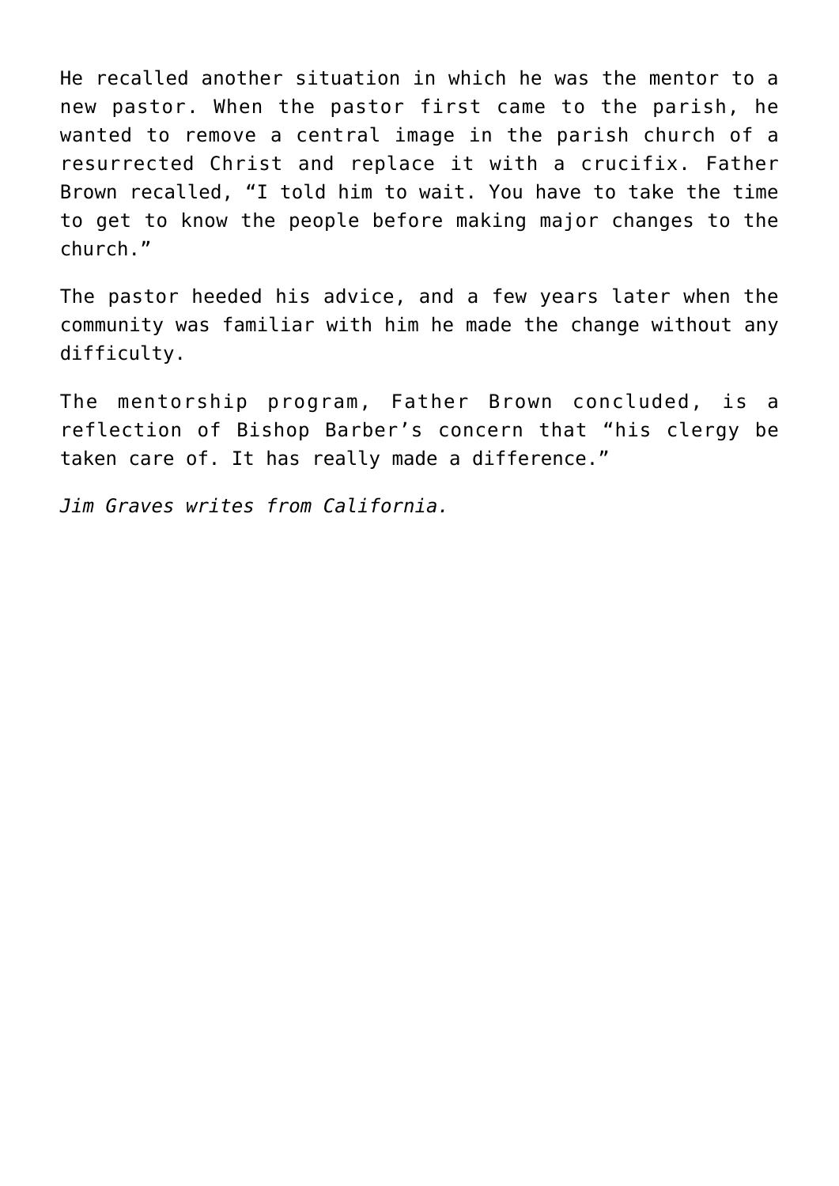He recalled another situation in which he was the mentor to a new pastor. When the pastor first came to the parish, he wanted to remove a central image in the parish church of a resurrected Christ and replace it with a crucifix. Father Brown recalled, "I told him to wait. You have to take the time to get to know the people before making major changes to the church."

The pastor heeded his advice, and a few years later when the community was familiar with him he made the change without any difficulty.

The mentorship program, Father Brown concluded, is a reflection of Bishop Barber's concern that "his clergy be taken care of. It has really made a difference."

*Jim Graves writes from California.*